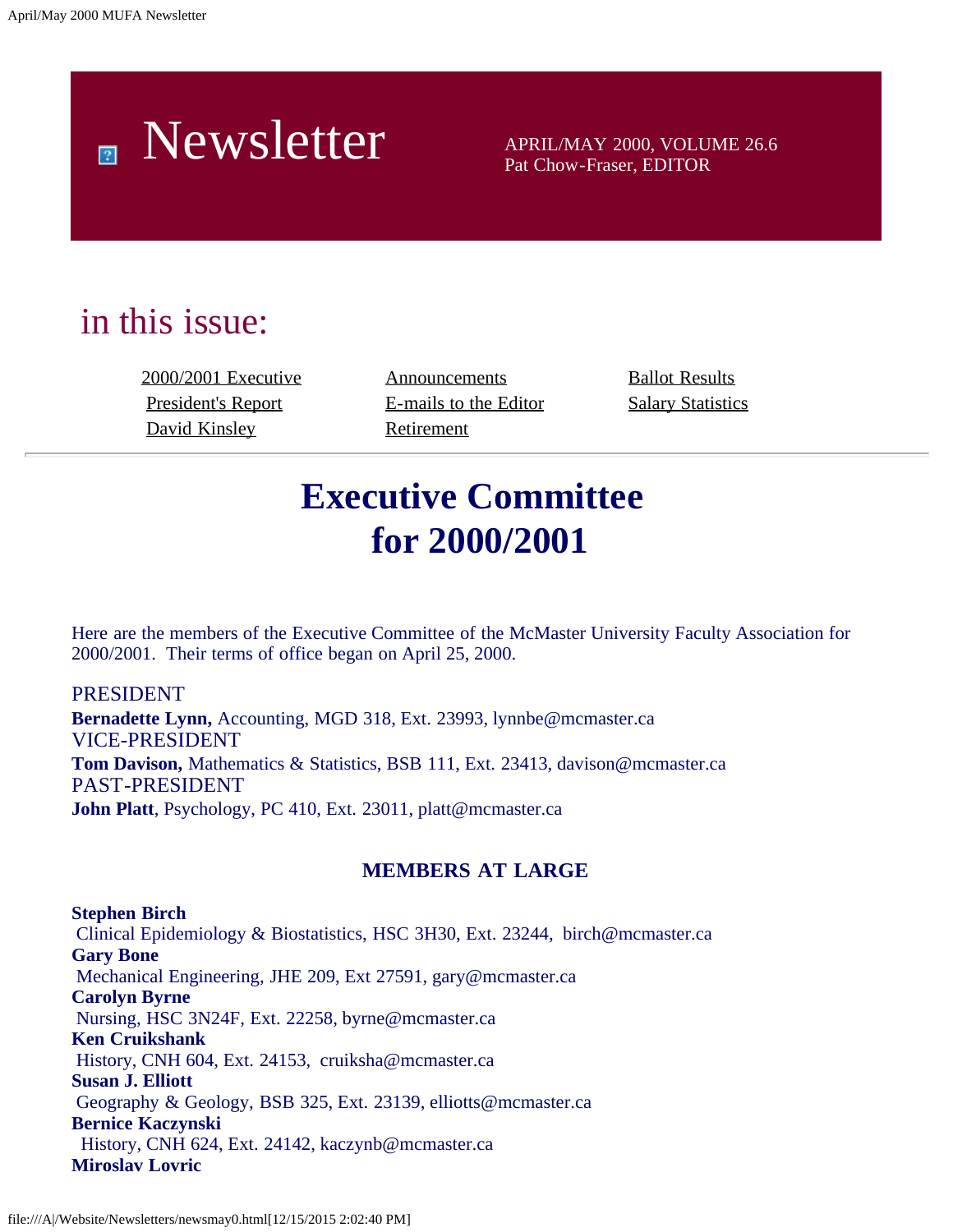# Newsletter

APRIL/MAY 2000, VOLUME 26.6
Pat Chow-Fraser, EDITOR

## in this issue:

- 2000/2001 Executive
- President's Report
- David Kinsley
- Announcements
- E-mails to the Editor
- Retirement
- Ballot Results
- Salary Statistics

---

# Executive Committee for 2000/2001

Here are the members of the Executive Committee of the McMaster University Faculty Association for 2000/2001. Their terms of office began on April 25, 2000.

PRESIDENT
**Bernadette Lynn,** Accounting, MGD 318, Ext. 23993, lynnbe@mcmaster.ca
VICE-PRESIDENT
**Tom Davison,** Mathematics & Statistics, BSB 111, Ext. 23413, davison@mcmaster.ca
PAST-PRESIDENT
**John Platt**, Psychology, PC 410, Ext. 23011, platt@mcmaster.ca

### MEMBERS AT LARGE

**Stephen Birch**
Clinical Epidemiology & Biostatistics, HSC 3H30, Ext. 23244, birch@mcmaster.ca
**Gary Bone**
Mechanical Engineering, JHE 209, Ext 27591, gary@mcmaster.ca
**Carolyn Byrne**
Nursing, HSC 3N24F, Ext. 22258, byrne@mcmaster.ca
**Ken Cruikshank**
History, CNH 604, Ext. 24153, cruiksha@mcmaster.ca
**Susan J. Elliott**
Geography & Geology, BSB 325, Ext. 23139, elliotts@mcmaster.ca
**Bernice Kaczynski**
History, CNH 624, Ext. 24142, kaczynb@mcmaster.ca
**Miroslav Lovric**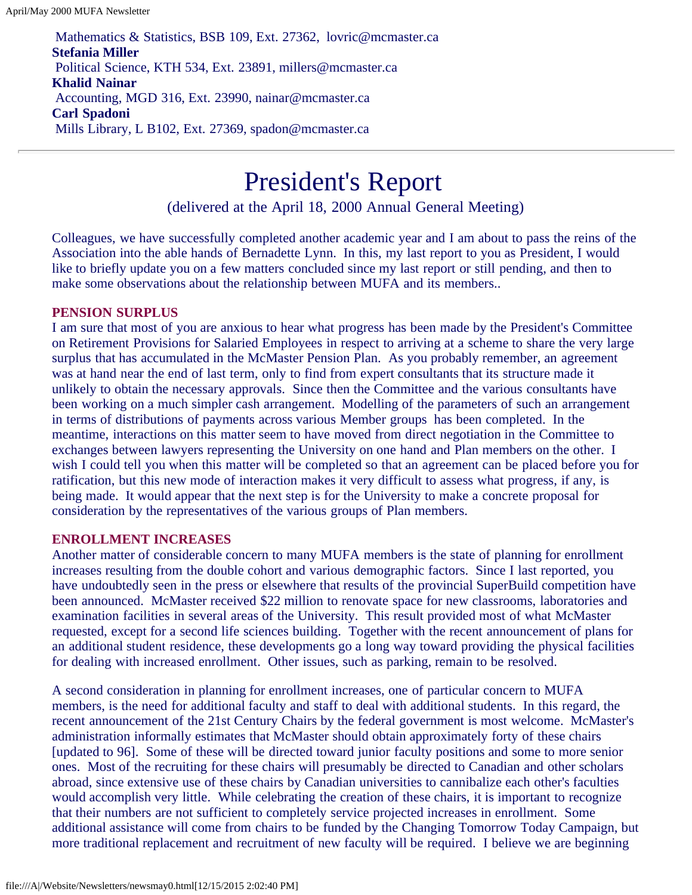Mathematics & Statistics, BSB 109, Ext. 27362, lovric@mcmaster.ca
**Stefania Miller**
Political Science, KTH 534, Ext. 23891, millers@mcmaster.ca
**Khalid Nainar**
Accounting, MGD 316, Ext. 23990, nainar@mcmaster.ca
**Carl Spadoni**
Mills Library, L B102, Ext. 27369, spadon@mcmaster.ca

---

# President's Report

(delivered at the April 18, 2000 Annual General Meeting)

Colleagues, we have successfully completed another academic year and I am about to pass the reins of the Association into the able hands of Bernadette Lynn. In this, my last report to you as President, I would like to briefly update you on a few matters concluded since my last report or still pending, and then to make some observations about the relationship between MUFA and its members..

**PENSION SURPLUS**

I am sure that most of you are anxious to hear what progress has been made by the President's Committee on Retirement Provisions for Salaried Employees in respect to arriving at a scheme to share the very large surplus that has accumulated in the McMaster Pension Plan. As you probably remember, an agreement was at hand near the end of last term, only to find from expert consultants that its structure made it unlikely to obtain the necessary approvals. Since then the Committee and the various consultants have been working on a much simpler cash arrangement. Modelling of the parameters of such an arrangement in terms of distributions of payments across various Member groups has been completed. In the meantime, interactions on this matter seem to have moved from direct negotiation in the Committee to exchanges between lawyers representing the University on one hand and Plan members on the other. I wish I could tell you when this matter will be completed so that an agreement can be placed before you for ratification, but this new mode of interaction makes it very difficult to assess what progress, if any, is being made. It would appear that the next step is for the University to make a concrete proposal for consideration by the representatives of the various groups of Plan members.

**ENROLLMENT INCREASES**

Another matter of considerable concern to many MUFA members is the state of planning for enrollment increases resulting from the double cohort and various demographic factors. Since I last reported, you have undoubtedly seen in the press or elsewhere that results of the provincial SuperBuild competition have been announced. McMaster received $22 million to renovate space for new classrooms, laboratories and examination facilities in several areas of the University. This result provided most of what McMaster requested, except for a second life sciences building. Together with the recent announcement of plans for an additional student residence, these developments go a long way toward providing the physical facilities for dealing with increased enrollment. Other issues, such as parking, remain to be resolved.

A second consideration in planning for enrollment increases, one of particular concern to MUFA members, is the need for additional faculty and staff to deal with additional students. In this regard, the recent announcement of the 21st Century Chairs by the federal government is most welcome. McMaster's administration informally estimates that McMaster should obtain approximately forty of these chairs [updated to 96]. Some of these will be directed toward junior faculty positions and some to more senior ones. Most of the recruiting for these chairs will presumably be directed to Canadian and other scholars abroad, since extensive use of these chairs by Canadian universities to cannibalize each other's faculties would accomplish very little. While celebrating the creation of these chairs, it is important to recognize that their numbers are not sufficient to completely service projected increases in enrollment. Some additional assistance will come from chairs to be funded by the Changing Tomorrow Today Campaign, but more traditional replacement and recruitment of new faculty will be required. I believe we are beginning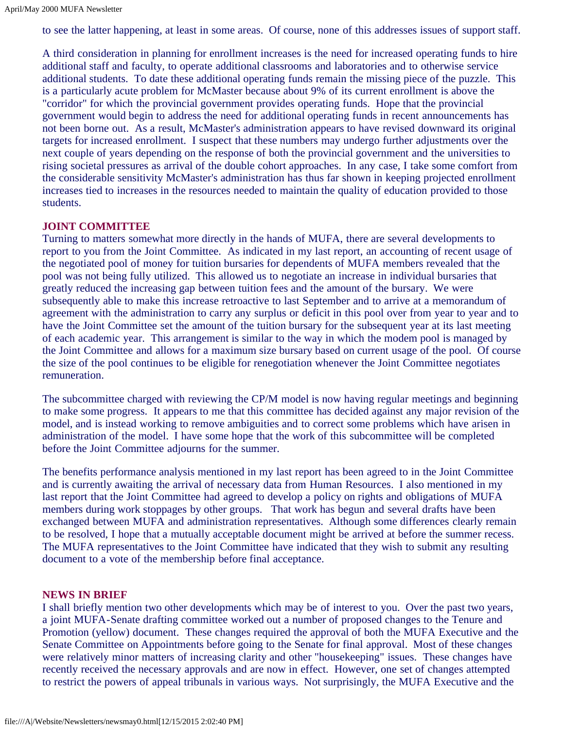to see the latter happening, at least in some areas. Of course, none of this addresses issues of support staff.

A third consideration in planning for enrollment increases is the need for increased operating funds to hire additional staff and faculty, to operate additional classrooms and laboratories and to otherwise service additional students. To date these additional operating funds remain the missing piece of the puzzle. This is a particularly acute problem for McMaster because about 9% of its current enrollment is above the "corridor" for which the provincial government provides operating funds. Hope that the provincial government would begin to address the need for additional operating funds in recent announcements has not been borne out. As a result, McMaster's administration appears to have revised downward its original targets for increased enrollment. I suspect that these numbers may undergo further adjustments over the next couple of years depending on the response of both the provincial government and the universities to rising societal pressures as arrival of the double cohort approaches. In any case, I take some comfort from the considerable sensitivity McMaster's administration has thus far shown in keeping projected enrollment increases tied to increases in the resources needed to maintain the quality of education provided to those students.

## JOINT COMMITTEE

Turning to matters somewhat more directly in the hands of MUFA, there are several developments to report to you from the Joint Committee. As indicated in my last report, an accounting of recent usage of the negotiated pool of money for tuition bursaries for dependents of MUFA members revealed that the pool was not being fully utilized. This allowed us to negotiate an increase in individual bursaries that greatly reduced the increasing gap between tuition fees and the amount of the bursary. We were subsequently able to make this increase retroactive to last September and to arrive at a memorandum of agreement with the administration to carry any surplus or deficit in this pool over from year to year and to have the Joint Committee set the amount of the tuition bursary for the subsequent year at its last meeting of each academic year. This arrangement is similar to the way in which the modem pool is managed by the Joint Committee and allows for a maximum size bursary based on current usage of the pool. Of course the size of the pool continues to be eligible for renegotiation whenever the Joint Committee negotiates remuneration.

The subcommittee charged with reviewing the CP/M model is now having regular meetings and beginning to make some progress. It appears to me that this committee has decided against any major revision of the model, and is instead working to remove ambiguities and to correct some problems which have arisen in administration of the model. I have some hope that the work of this subcommittee will be completed before the Joint Committee adjourns for the summer.

The benefits performance analysis mentioned in my last report has been agreed to in the Joint Committee and is currently awaiting the arrival of necessary data from Human Resources. I also mentioned in my last report that the Joint Committee had agreed to develop a policy on rights and obligations of MUFA members during work stoppages by other groups. That work has begun and several drafts have been exchanged between MUFA and administration representatives. Although some differences clearly remain to be resolved, I hope that a mutually acceptable document might be arrived at before the summer recess. The MUFA representatives to the Joint Committee have indicated that they wish to submit any resulting document to a vote of the membership before final acceptance.

## NEWS IN BRIEF

I shall briefly mention two other developments which may be of interest to you. Over the past two years, a joint MUFA-Senate drafting committee worked out a number of proposed changes to the Tenure and Promotion (yellow) document. These changes required the approval of both the MUFA Executive and the Senate Committee on Appointments before going to the Senate for final approval. Most of these changes were relatively minor matters of increasing clarity and other "housekeeping" issues. These changes have recently received the necessary approvals and are now in effect. However, one set of changes attempted to restrict the powers of appeal tribunals in various ways. Not surprisingly, the MUFA Executive and the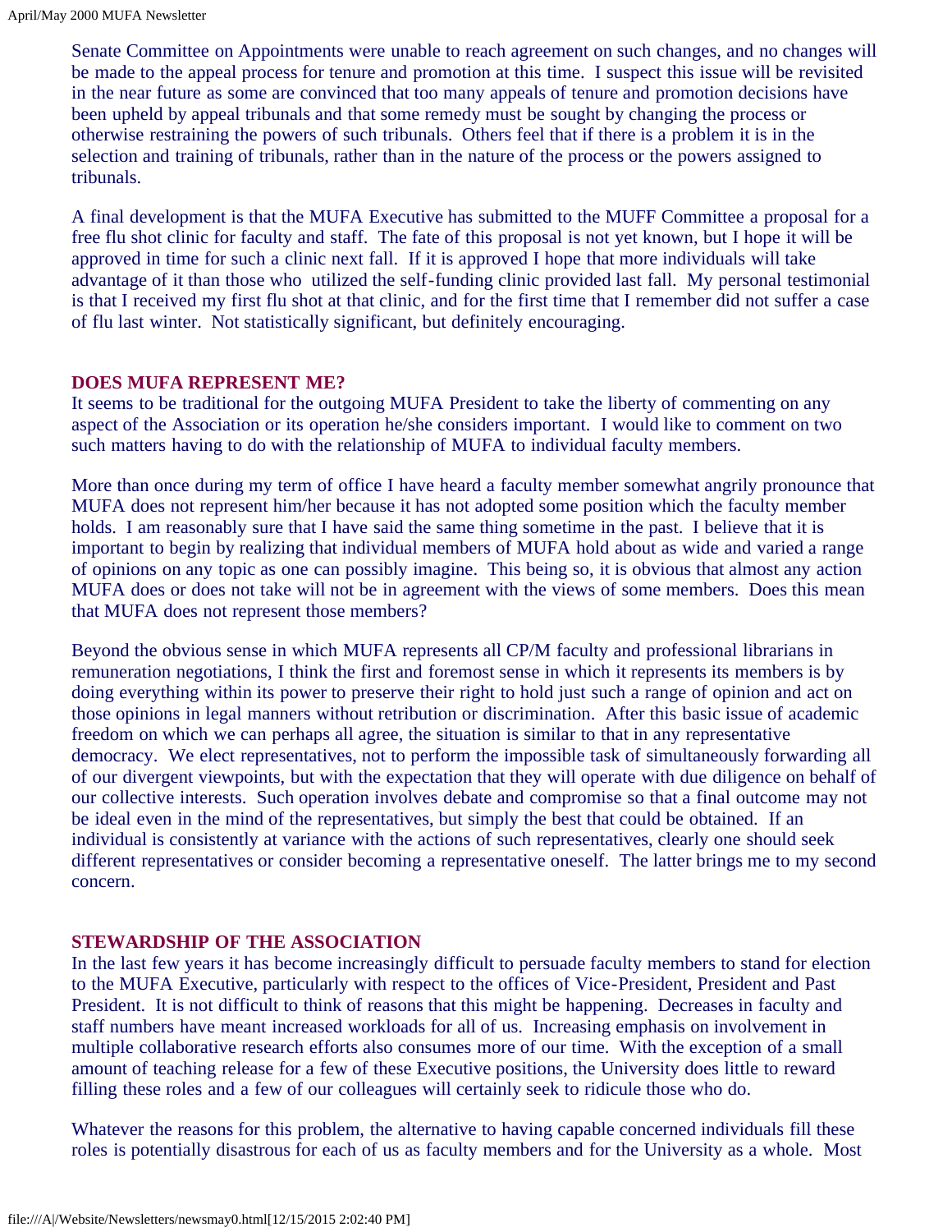Senate Committee on Appointments were unable to reach agreement on such changes, and no changes will be made to the appeal process for tenure and promotion at this time. I suspect this issue will be revisited in the near future as some are convinced that too many appeals of tenure and promotion decisions have been upheld by appeal tribunals and that some remedy must be sought by changing the process or otherwise restraining the powers of such tribunals. Others feel that if there is a problem it is in the selection and training of tribunals, rather than in the nature of the process or the powers assigned to tribunals.

A final development is that the MUFA Executive has submitted to the MUFF Committee a proposal for a free flu shot clinic for faculty and staff. The fate of this proposal is not yet known, but I hope it will be approved in time for such a clinic next fall. If it is approved I hope that more individuals will take advantage of it than those who utilized the self-funding clinic provided last fall. My personal testimonial is that I received my first flu shot at that clinic, and for the first time that I remember did not suffer a case of flu last winter. Not statistically significant, but definitely encouraging.

### DOES MUFA REPRESENT ME?

It seems to be traditional for the outgoing MUFA President to take the liberty of commenting on any aspect of the Association or its operation he/she considers important. I would like to comment on two such matters having to do with the relationship of MUFA to individual faculty members.

More than once during my term of office I have heard a faculty member somewhat angrily pronounce that MUFA does not represent him/her because it has not adopted some position which the faculty member holds. I am reasonably sure that I have said the same thing sometime in the past. I believe that it is important to begin by realizing that individual members of MUFA hold about as wide and varied a range of opinions on any topic as one can possibly imagine. This being so, it is obvious that almost any action MUFA does or does not take will not be in agreement with the views of some members. Does this mean that MUFA does not represent those members?

Beyond the obvious sense in which MUFA represents all CP/M faculty and professional librarians in remuneration negotiations, I think the first and foremost sense in which it represents its members is by doing everything within its power to preserve their right to hold just such a range of opinion and act on those opinions in legal manners without retribution or discrimination. After this basic issue of academic freedom on which we can perhaps all agree, the situation is similar to that in any representative democracy. We elect representatives, not to perform the impossible task of simultaneously forwarding all of our divergent viewpoints, but with the expectation that they will operate with due diligence on behalf of our collective interests. Such operation involves debate and compromise so that a final outcome may not be ideal even in the mind of the representatives, but simply the best that could be obtained. If an individual is consistently at variance with the actions of such representatives, clearly one should seek different representatives or consider becoming a representative oneself. The latter brings me to my second concern.

### STEWARDSHIP OF THE ASSOCIATION

In the last few years it has become increasingly difficult to persuade faculty members to stand for election to the MUFA Executive, particularly with respect to the offices of Vice-President, President and Past President. It is not difficult to think of reasons that this might be happening. Decreases in faculty and staff numbers have meant increased workloads for all of us. Increasing emphasis on involvement in multiple collaborative research efforts also consumes more of our time. With the exception of a small amount of teaching release for a few of these Executive positions, the University does little to reward filling these roles and a few of our colleagues will certainly seek to ridicule those who do.

Whatever the reasons for this problem, the alternative to having capable concerned individuals fill these roles is potentially disastrous for each of us as faculty members and for the University as a whole. Most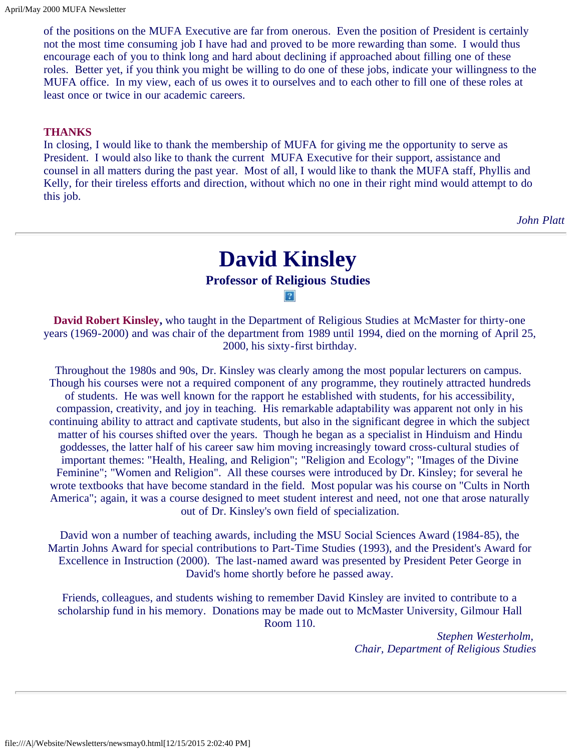of the positions on the MUFA Executive are far from onerous. Even the position of President is certainly not the most time consuming job I have had and proved to be more rewarding than some. I would thus encourage each of you to think long and hard about declining if approached about filling one of these roles. Better yet, if you think you might be willing to do one of these jobs, indicate your willingness to the MUFA office. In my view, each of us owes it to ourselves and to each other to fill one of these roles at least once or twice in our academic careers.

**THANKS**

In closing, I would like to thank the membership of MUFA for giving me the opportunity to serve as President. I would also like to thank the current MUFA Executive for their support, assistance and counsel in all matters during the past year. Most of all, I would like to thank the MUFA staff, Phyllis and Kelly, for their tireless efforts and direction, without which no one in their right mind would attempt to do this job.

*John Platt*

---

# David Kinsley

### Professor of Religious Studies

**David Robert Kinsley,** who taught in the Department of Religious Studies at McMaster for thirty-one years (1969-2000) and was chair of the department from 1989 until 1994, died on the morning of April 25, 2000, his sixty-first birthday.

Throughout the 1980s and 90s, Dr. Kinsley was clearly among the most popular lecturers on campus. Though his courses were not a required component of any programme, they routinely attracted hundreds of students. He was well known for the rapport he established with students, for his accessibility, compassion, creativity, and joy in teaching. His remarkable adaptability was apparent not only in his continuing ability to attract and captivate students, but also in the significant degree in which the subject matter of his courses shifted over the years. Though he began as a specialist in Hinduism and Hindu goddesses, the latter half of his career saw him moving increasingly toward cross-cultural studies of important themes: "Health, Healing, and Religion"; "Religion and Ecology"; "Images of the Divine Feminine"; "Women and Religion". All these courses were introduced by Dr. Kinsley; for several he wrote textbooks that have become standard in the field. Most popular was his course on "Cults in North America"; again, it was a course designed to meet student interest and need, not one that arose naturally out of Dr. Kinsley's own field of specialization.

David won a number of teaching awards, including the MSU Social Sciences Award (1984-85), the Martin Johns Award for special contributions to Part-Time Studies (1993), and the President's Award for Excellence in Instruction (2000). The last-named award was presented by President Peter George in David's home shortly before he passed away.

Friends, colleagues, and students wishing to remember David Kinsley are invited to contribute to a scholarship fund in his memory. Donations may be made out to McMaster University, Gilmour Hall Room 110.

*Stephen Westerholm,*
*Chair, Department of Religious Studies*

---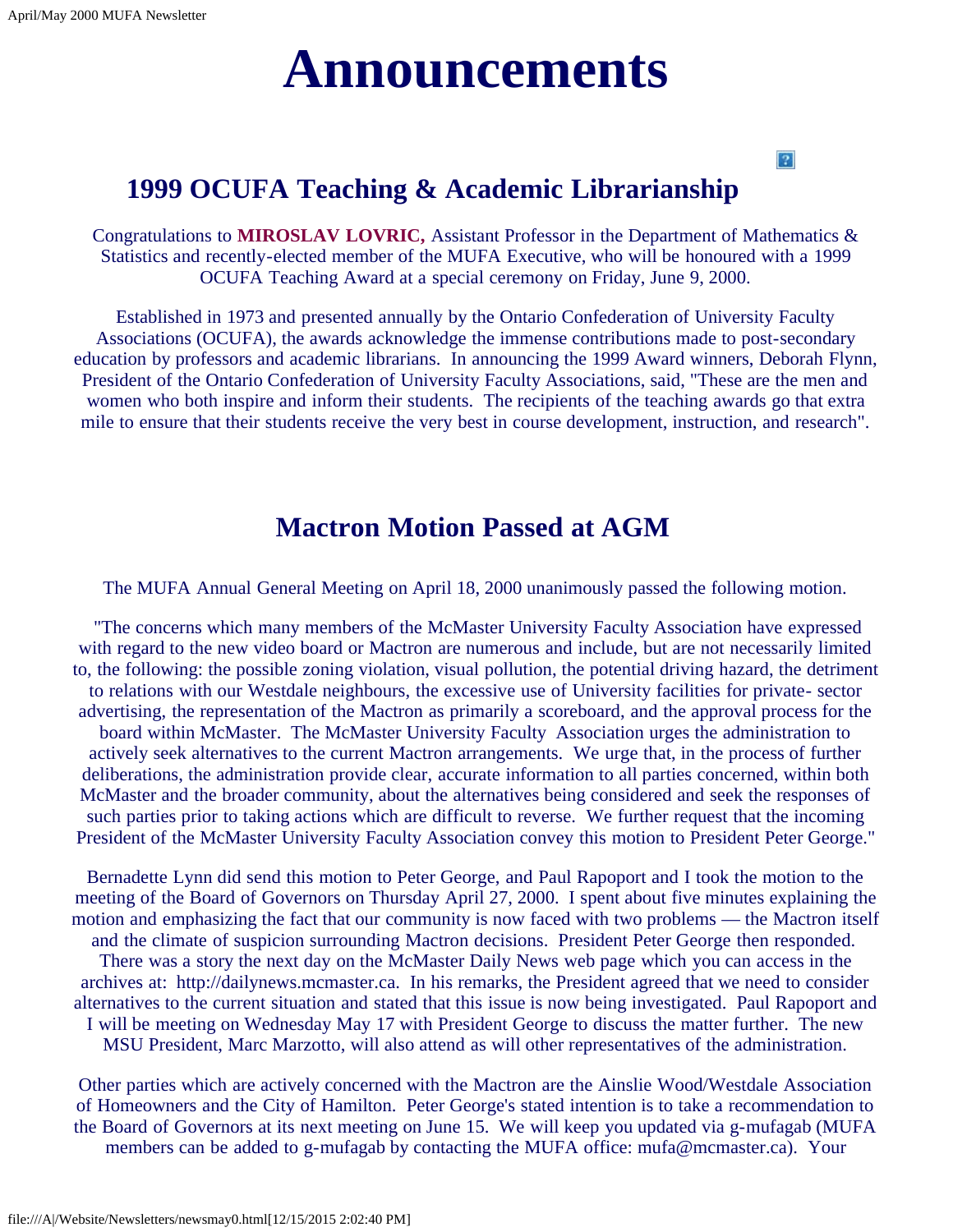# Announcements

## 1999 OCUFA Teaching & Academic Librarianship

Congratulations to **MIROSLAV LOVRIC,** Assistant Professor in the Department of Mathematics & Statistics and recently-elected member of the MUFA Executive, who will be honoured with a 1999 OCUFA Teaching Award at a special ceremony on Friday, June 9, 2000.

Established in 1973 and presented annually by the Ontario Confederation of University Faculty Associations (OCUFA), the awards acknowledge the immense contributions made to post-secondary education by professors and academic librarians. In announcing the 1999 Award winners, Deborah Flynn, President of the Ontario Confederation of University Faculty Associations, said, "These are the men and women who both inspire and inform their students. The recipients of the teaching awards go that extra mile to ensure that their students receive the very best in course development, instruction, and research".

## Mactron Motion Passed at AGM

The MUFA Annual General Meeting on April 18, 2000 unanimously passed the following motion.

"The concerns which many members of the McMaster University Faculty Association have expressed with regard to the new video board or Mactron are numerous and include, but are not necessarily limited to, the following: the possible zoning violation, visual pollution, the potential driving hazard, the detriment to relations with our Westdale neighbours, the excessive use of University facilities for private- sector advertising, the representation of the Mactron as primarily a scoreboard, and the approval process for the board within McMaster. The McMaster University Faculty Association urges the administration to actively seek alternatives to the current Mactron arrangements. We urge that, in the process of further deliberations, the administration provide clear, accurate information to all parties concerned, within both McMaster and the broader community, about the alternatives being considered and seek the responses of such parties prior to taking actions which are difficult to reverse. We further request that the incoming President of the McMaster University Faculty Association convey this motion to President Peter George."

Bernadette Lynn did send this motion to Peter George, and Paul Rapoport and I took the motion to the meeting of the Board of Governors on Thursday April 27, 2000. I spent about five minutes explaining the motion and emphasizing the fact that our community is now faced with two problems — the Mactron itself and the climate of suspicion surrounding Mactron decisions. President Peter George then responded. There was a story the next day on the McMaster Daily News web page which you can access in the archives at: http://dailynews.mcmaster.ca. In his remarks, the President agreed that we need to consider alternatives to the current situation and stated that this issue is now being investigated. Paul Rapoport and I will be meeting on Wednesday May 17 with President George to discuss the matter further. The new MSU President, Marc Marzotto, will also attend as will other representatives of the administration.

Other parties which are actively concerned with the Mactron are the Ainslie Wood/Westdale Association of Homeowners and the City of Hamilton. Peter George's stated intention is to take a recommendation to the Board of Governors at its next meeting on June 15. We will keep you updated via g-mufagab (MUFA members can be added to g-mufagab by contacting the MUFA office: mufa@mcmaster.ca). Your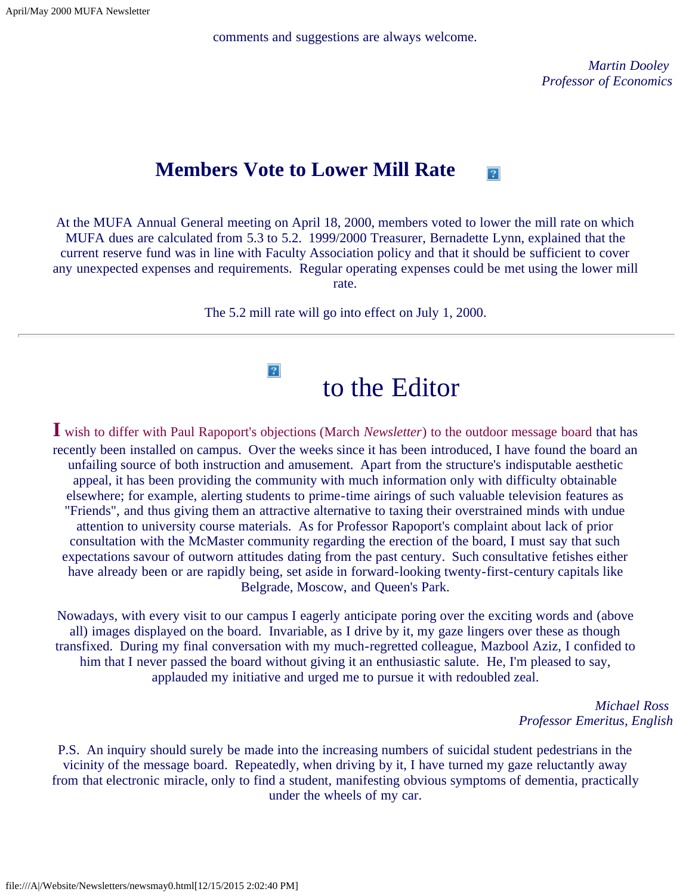comments and suggestions are always welcome.

*Martin Dooley*
*Professor of Economics*

## Members Vote to Lower Mill Rate

At the MUFA Annual General meeting on April 18, 2000, members voted to lower the mill rate on which MUFA dues are calculated from 5.3 to 5.2. 1999/2000 Treasurer, Bernadette Lynn, explained that the current reserve fund was in line with Faculty Association policy and that it should be sufficient to cover any unexpected expenses and requirements. Regular operating expenses could be met using the lower mill rate.

The 5.2 mill rate will go into effect on July 1, 2000.

---

# to the Editor

**I** wish to differ with Paul Rapoport's objections (March *Newsletter*) to the outdoor message board that has recently been installed on campus. Over the weeks since it has been introduced, I have found the board an unfailing source of both instruction and amusement. Apart from the structure's indisputable aesthetic appeal, it has been providing the community with much information only with difficulty obtainable elsewhere; for example, alerting students to prime-time airings of such valuable television features as "Friends", and thus giving them an attractive alternative to taxing their overstrained minds with undue attention to university course materials. As for Professor Rapoport's complaint about lack of prior consultation with the McMaster community regarding the erection of the board, I must say that such expectations savour of outworn attitudes dating from the past century. Such consultative fetishes either have already been or are rapidly being, set aside in forward-looking twenty-first-century capitals like Belgrade, Moscow, and Queen's Park.

Nowadays, with every visit to our campus I eagerly anticipate poring over the exciting words and (above all) images displayed on the board. Invariable, as I drive by it, my gaze lingers over these as though transfixed. During my final conversation with my much-regretted colleague, Mazbool Aziz, I confided to him that I never passed the board without giving it an enthusiastic salute. He, I'm pleased to say, applauded my initiative and urged me to pursue it with redoubled zeal.

*Michael Ross*
*Professor Emeritus, English*

P.S. An inquiry should surely be made into the increasing numbers of suicidal student pedestrians in the vicinity of the message board. Repeatedly, when driving by it, I have turned my gaze reluctantly away from that electronic miracle, only to find a student, manifesting obvious symptoms of dementia, practically under the wheels of my car.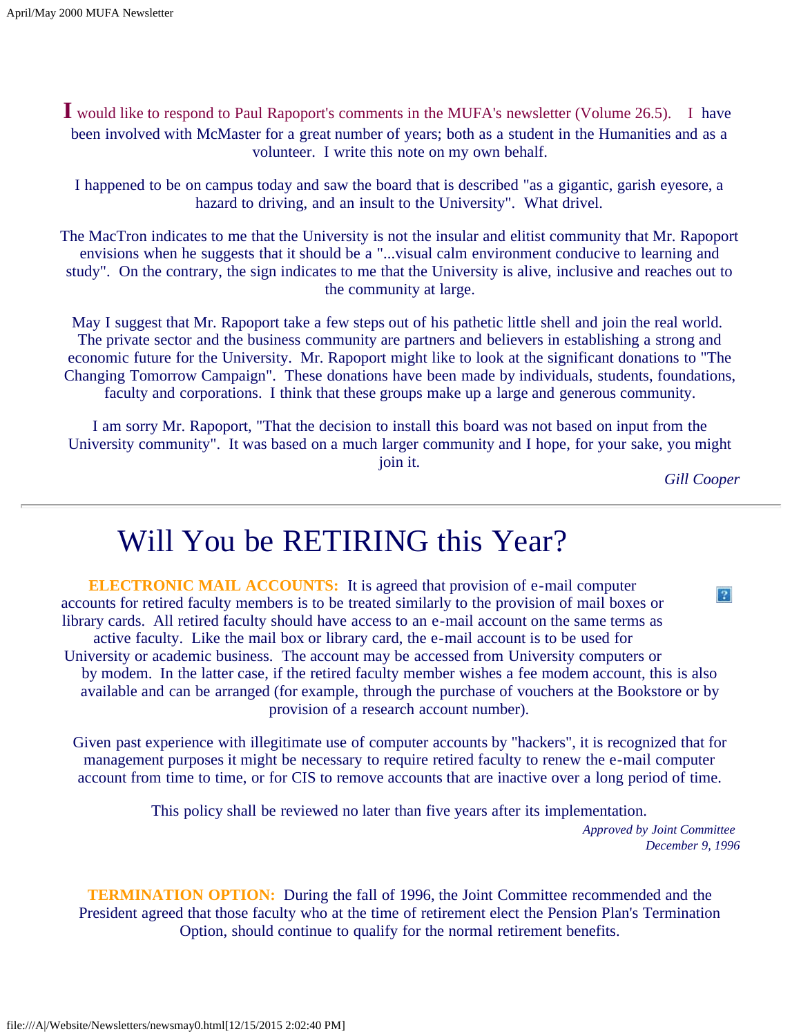I would like to respond to Paul Rapoport's comments in the MUFA's newsletter (Volume 26.5). I have been involved with McMaster for a great number of years; both as a student in the Humanities and as a volunteer. I write this note on my own behalf.

I happened to be on campus today and saw the board that is described "as a gigantic, garish eyesore, a hazard to driving, and an insult to the University". What drivel.

The MacTron indicates to me that the University is not the insular and elitist community that Mr. Rapoport envisions when he suggests that it should be a "...visual calm environment conducive to learning and study". On the contrary, the sign indicates to me that the University is alive, inclusive and reaches out to the community at large.

May I suggest that Mr. Rapoport take a few steps out of his pathetic little shell and join the real world. The private sector and the business community are partners and believers in establishing a strong and economic future for the University. Mr. Rapoport might like to look at the significant donations to "The Changing Tomorrow Campaign". These donations have been made by individuals, students, foundations, faculty and corporations. I think that these groups make up a large and generous community.

I am sorry Mr. Rapoport, "That the decision to install this board was not based on input from the University community". It was based on a much larger community and I hope, for your sake, you might join it.

*Gill Cooper*

---

# Will You be RETIRING this Year?

**ELECTRONIC MAIL ACCOUNTS:** It is agreed that provision of e-mail computer accounts for retired faculty members is to be treated similarly to the provision of mail boxes or library cards. All retired faculty should have access to an e-mail account on the same terms as active faculty. Like the mail box or library card, the e-mail account is to be used for University or academic business. The account may be accessed from University computers or by modem. In the latter case, if the retired faculty member wishes a fee modem account, this is also available and can be arranged (for example, through the purchase of vouchers at the Bookstore or by provision of a research account number).

Given past experience with illegitimate use of computer accounts by "hackers", it is recognized that for management purposes it might be necessary to require retired faculty to renew the e-mail computer account from time to time, or for CIS to remove accounts that are inactive over a long period of time.

This policy shall be reviewed no later than five years after its implementation.

*Approved by Joint Committee*
*December 9, 1996*

**TERMINATION OPTION:** During the fall of 1996, the Joint Committee recommended and the President agreed that those faculty who at the time of retirement elect the Pension Plan's Termination Option, should continue to qualify for the normal retirement benefits.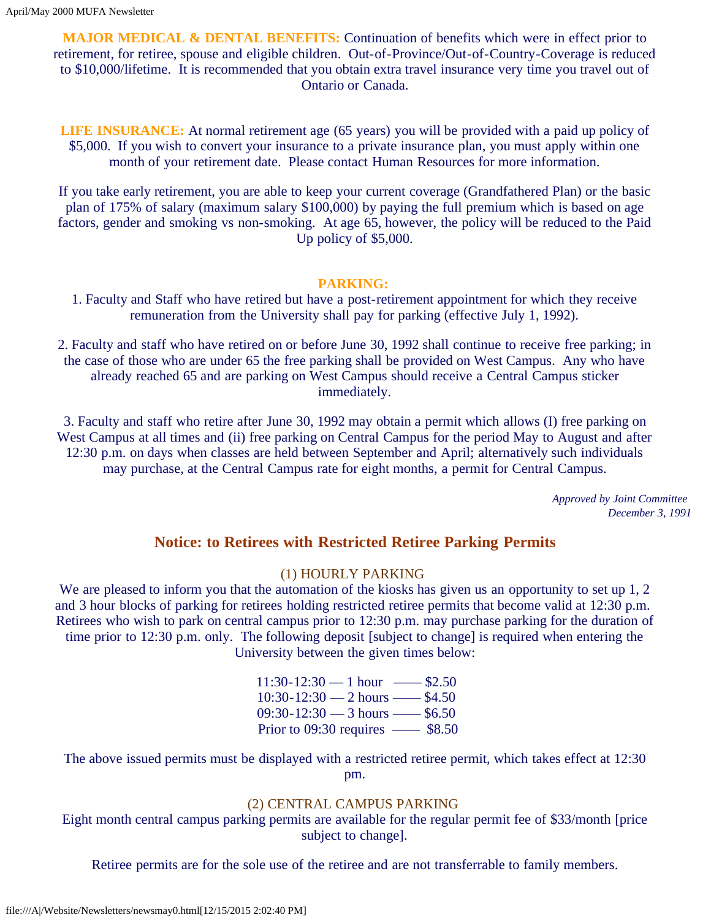**MAJOR MEDICAL & DENTAL BENEFITS:** Continuation of benefits which were in effect prior to retirement, for retiree, spouse and eligible children. Out-of-Province/Out-of-Country-Coverage is reduced to $10,000/lifetime. It is recommended that you obtain extra travel insurance very time you travel out of Ontario or Canada.

**LIFE INSURANCE:** At normal retirement age (65 years) you will be provided with a paid up policy of $5,000. If you wish to convert your insurance to a private insurance plan, you must apply within one month of your retirement date. Please contact Human Resources for more information.

If you take early retirement, you are able to keep your current coverage (Grandfathered Plan) or the basic plan of 175% of salary (maximum salary $100,000) by paying the full premium which is based on age factors, gender and smoking vs non-smoking. At age 65, however, the policy will be reduced to the Paid Up policy of $5,000.

**PARKING:**

1. Faculty and Staff who have retired but have a post-retirement appointment for which they receive remuneration from the University shall pay for parking (effective July 1, 1992).

2. Faculty and staff who have retired on or before June 30, 1992 shall continue to receive free parking; in the case of those who are under 65 the free parking shall be provided on West Campus. Any who have already reached 65 and are parking on West Campus should receive a Central Campus sticker immediately.

3. Faculty and staff who retire after June 30, 1992 may obtain a permit which allows (I) free parking on West Campus at all times and (ii) free parking on Central Campus for the period May to August and after 12:30 p.m. on days when classes are held between September and April; alternatively such individuals may purchase, at the Central Campus rate for eight months, a permit for Central Campus.

*Approved by Joint Committee*
*December 3, 1991*

## Notice: to Retirees with Restricted Retiree Parking Permits

(1) HOURLY PARKING

We are pleased to inform you that the automation of the kiosks has given us an opportunity to set up 1, 2 and 3 hour blocks of parking for retirees holding restricted retiree permits that become valid at 12:30 p.m. Retirees who wish to park on central campus prior to 12:30 p.m. may purchase parking for the duration of time prior to 12:30 p.m. only. The following deposit [subject to change] is required when entering the University between the given times below:

11:30-12:30 — 1 hour —— $2.50
10:30-12:30 — 2 hours —— $4.50
09:30-12:30 — 3 hours —— $6.50
Prior to 09:30 requires —— $8.50

The above issued permits must be displayed with a restricted retiree permit, which takes effect at 12:30 pm.

(2) CENTRAL CAMPUS PARKING

Eight month central campus parking permits are available for the regular permit fee of $33/month [price subject to change].

Retiree permits are for the sole use of the retiree and are not transferrable to family members.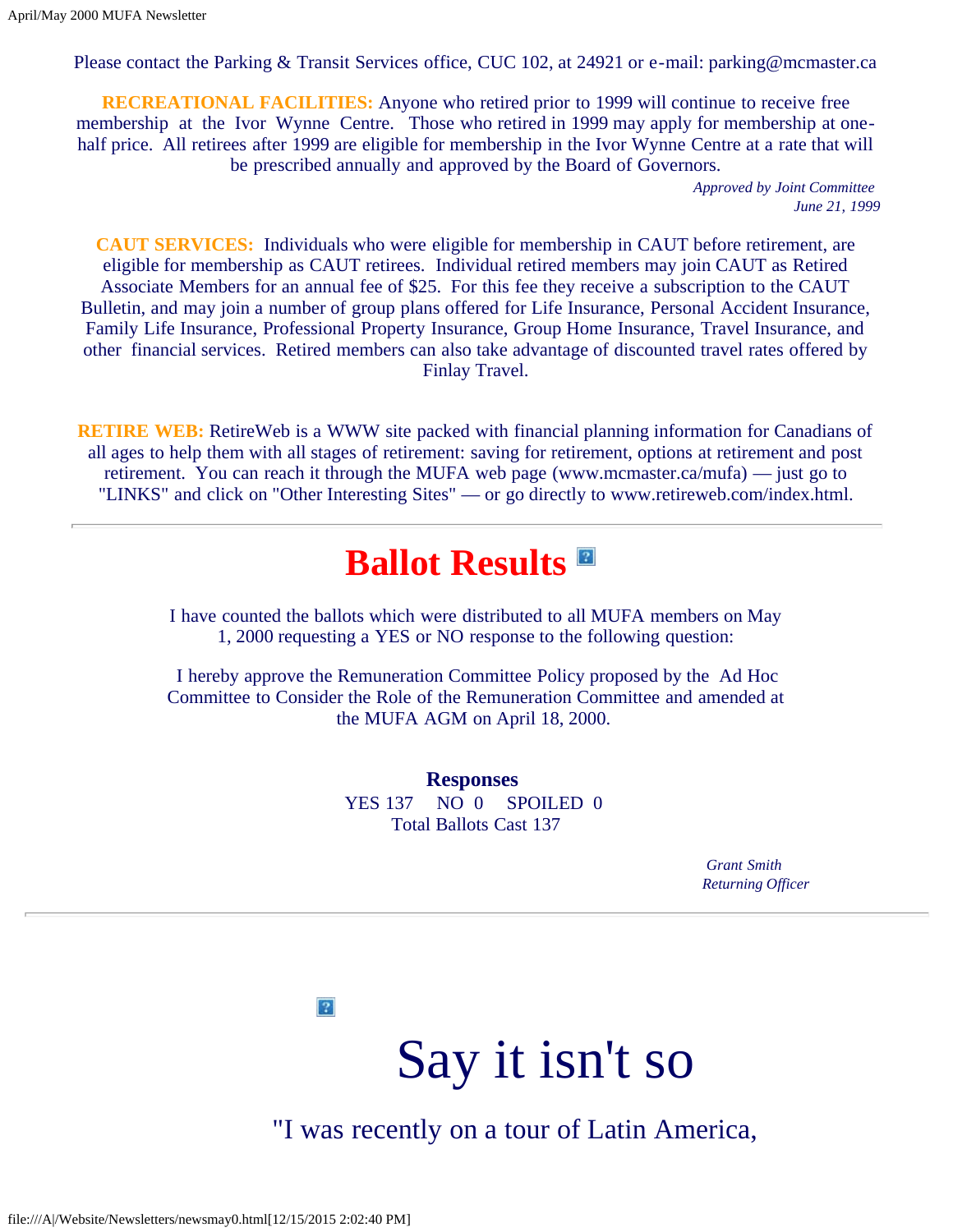Please contact the Parking & Transit Services office, CUC 102, at 24921 or e-mail: parking@mcmaster.ca

**RECREATIONAL FACILITIES:** Anyone who retired prior to 1999 will continue to receive free membership at the Ivor Wynne Centre. Those who retired in 1999 may apply for membership at one-half price. All retirees after 1999 are eligible for membership in the Ivor Wynne Centre at a rate that will be prescribed annually and approved by the Board of Governors.

*Approved by Joint Committee*
*June 21, 1999*

**CAUT SERVICES:** Individuals who were eligible for membership in CAUT before retirement, are eligible for membership as CAUT retirees. Individual retired members may join CAUT as Retired Associate Members for an annual fee of $25. For this fee they receive a subscription to the CAUT Bulletin, and may join a number of group plans offered for Life Insurance, Personal Accident Insurance, Family Life Insurance, Professional Property Insurance, Group Home Insurance, Travel Insurance, and other financial services. Retired members can also take advantage of discounted travel rates offered by Finlay Travel.

**RETIRE WEB:** RetireWeb is a WWW site packed with financial planning information for Canadians of all ages to help them with all stages of retirement: saving for retirement, options at retirement and post retirement. You can reach it through the MUFA web page (www.mcmaster.ca/mufa) — just go to "LINKS" and click on "Other Interesting Sites" — or go directly to www.retireweb.com/index.html.

---

# Ballot Results

I have counted the ballots which were distributed to all MUFA members on May 1, 2000 requesting a YES or NO response to the following question:

I hereby approve the Remuneration Committee Policy proposed by the Ad Hoc Committee to Consider the Role of the Remuneration Committee and amended at the MUFA AGM on April 18, 2000.

**Responses**

YES 137 NO 0 SPOILED 0

Total Ballots Cast 137

*Grant Smith*
*Returning Officer*

---

# Say it isn't so

"I was recently on a tour of Latin America,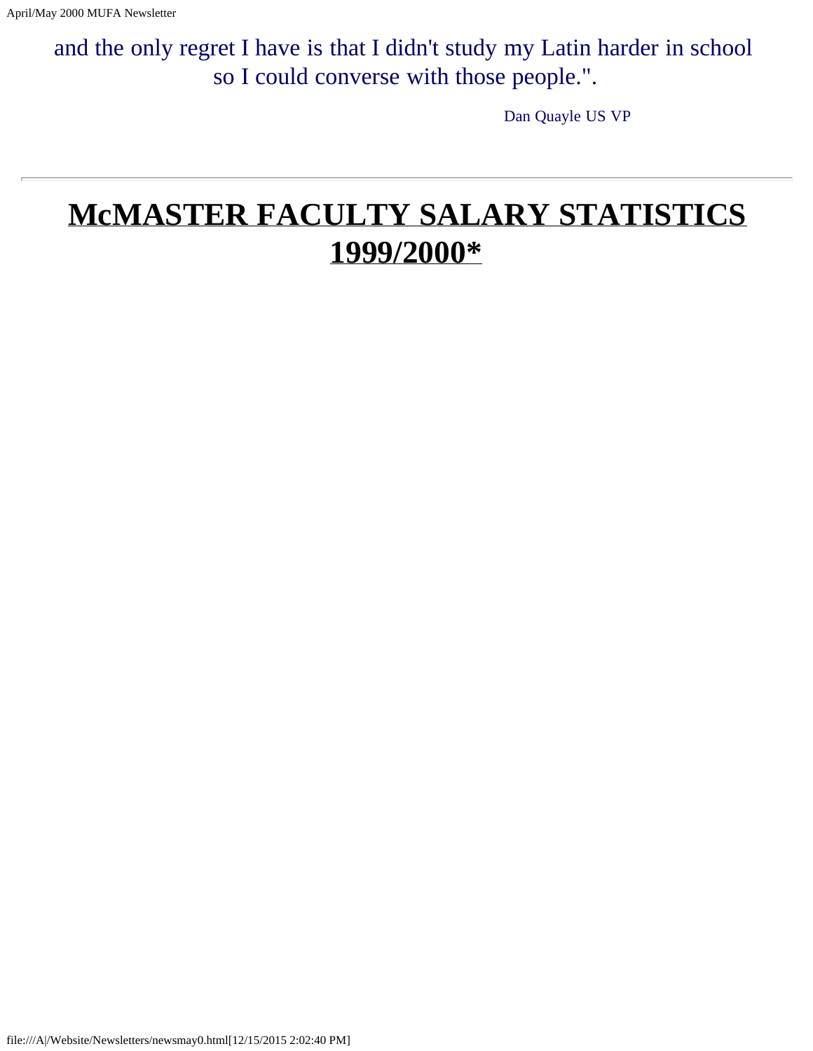and the only regret I have is that I didn't study my Latin harder in school so I could converse with those people.".

Dan Quayle US VP

---

# McMASTER FACULTY SALARY STATISTICS 1999/2000*